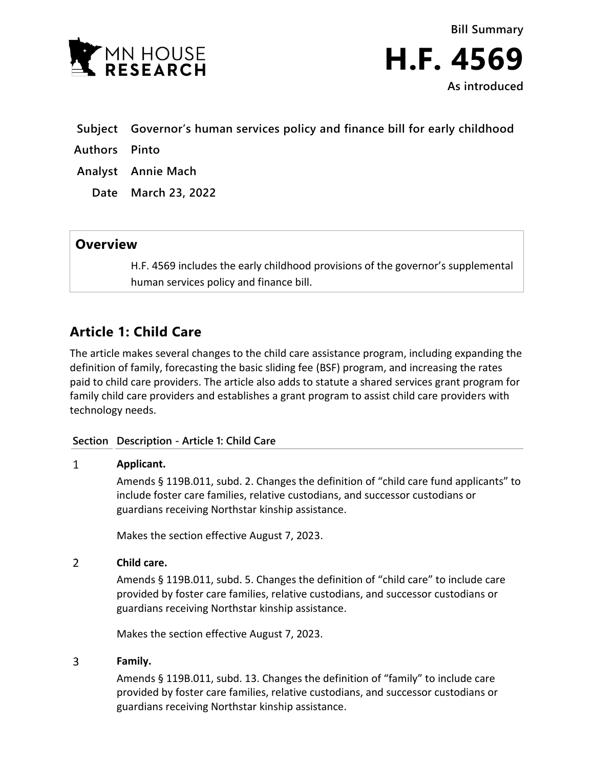Bill Summary

# H.F. 4569

As introduced

**Subject** Governor's human services policy and finance bill for early childhood

**Authors** Pinto

**Analyst** Annie Mach

**Date** March 23, 2022

## Overview

H.F. 4569 includes the early childhood provisions of the governor's supplemental human services policy and finance bill.

## Article 1: Child Care

The article makes several changes to the child care assistance program, including expanding the definition of family, forecasting the basic sliding fee (BSF) program, and increasing the rates paid to child care providers. The article also adds to statute a shared services grant program for family child care providers and establishes a grant program to assist child care providers with technology needs.

| Section | Description - Article 1: Child Care |
| --- | --- |
| 1 | **Applicant.**<br>Amends § 119B.011, subd. 2. Changes the definition of "child care fund applicants" to include foster care families, relative custodians, and successor custodians or guardians receiving Northstar kinship assistance.<br>Makes the section effective August 7, 2023. |
| 2 | **Child care.**<br>Amends § 119B.011, subd. 5. Changes the definition of "child care" to include care provided by foster care families, relative custodians, and successor custodians or guardians receiving Northstar kinship assistance.<br>Makes the section effective August 7, 2023. |
| 3 | **Family.**<br>Amends § 119B.011, subd. 13. Changes the definition of "family" to include care provided by foster care families, relative custodians, and successor custodians or guardians receiving Northstar kinship assistance. |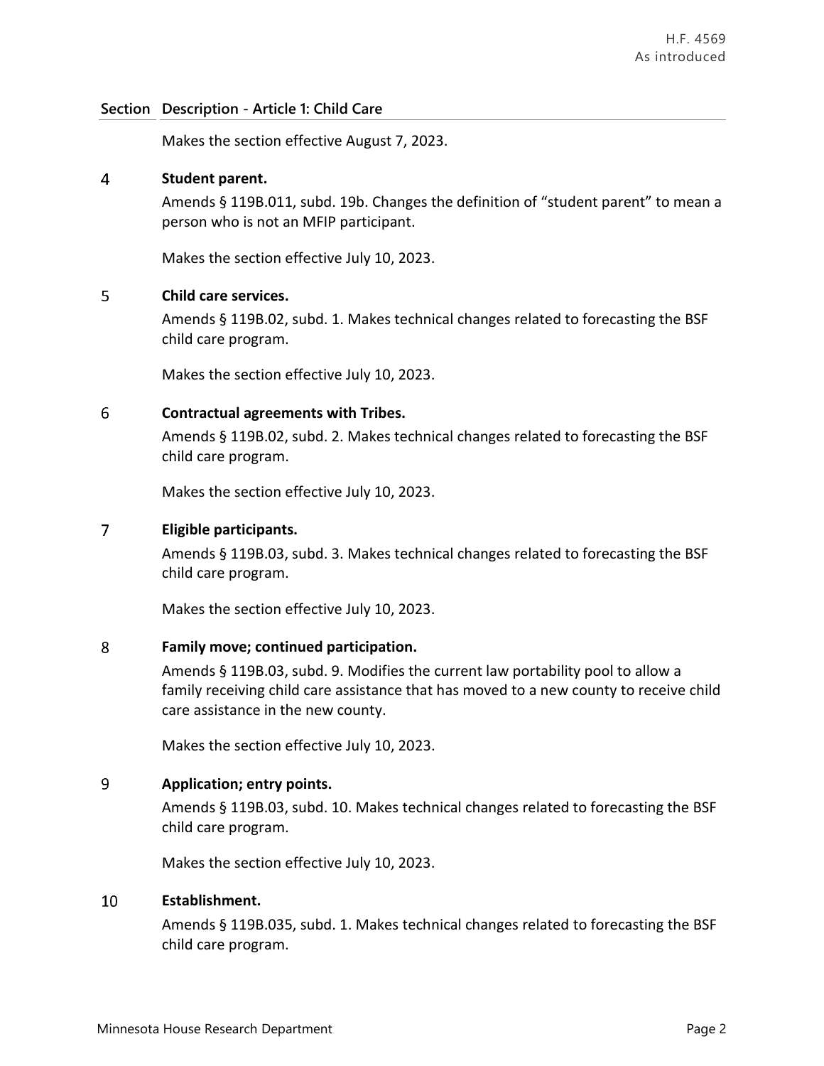| Section | Description - Article 1: Child Care |
|---|---|
| | Makes the section effective August 7, 2023. |
| 4 | **Student parent.**<br>Amends § 119B.011, subd. 19b. Changes the definition of "student parent" to mean a person who is not an MFIP participant.<br><br>Makes the section effective July 10, 2023. |
| 5 | **Child care services.**<br>Amends § 119B.02, subd. 1. Makes technical changes related to forecasting the BSF child care program.<br><br>Makes the section effective July 10, 2023. |
| 6 | **Contractual agreements with Tribes.**<br>Amends § 119B.02, subd. 2. Makes technical changes related to forecasting the BSF child care program.<br><br>Makes the section effective July 10, 2023. |
| 7 | **Eligible participants.**<br>Amends § 119B.03, subd. 3. Makes technical changes related to forecasting the BSF child care program.<br><br>Makes the section effective July 10, 2023. |
| 8 | **Family move; continued participation.**<br>Amends § 119B.03, subd. 9. Modifies the current law portability pool to allow a family receiving child care assistance that has moved to a new county to receive child care assistance in the new county.<br><br>Makes the section effective July 10, 2023. |
| 9 | **Application; entry points.**<br>Amends § 119B.03, subd. 10. Makes technical changes related to forecasting the BSF child care program.<br><br>Makes the section effective July 10, 2023. |
| 10 | **Establishment.**<br>Amends § 119B.035, subd. 1. Makes technical changes related to forecasting the BSF child care program. |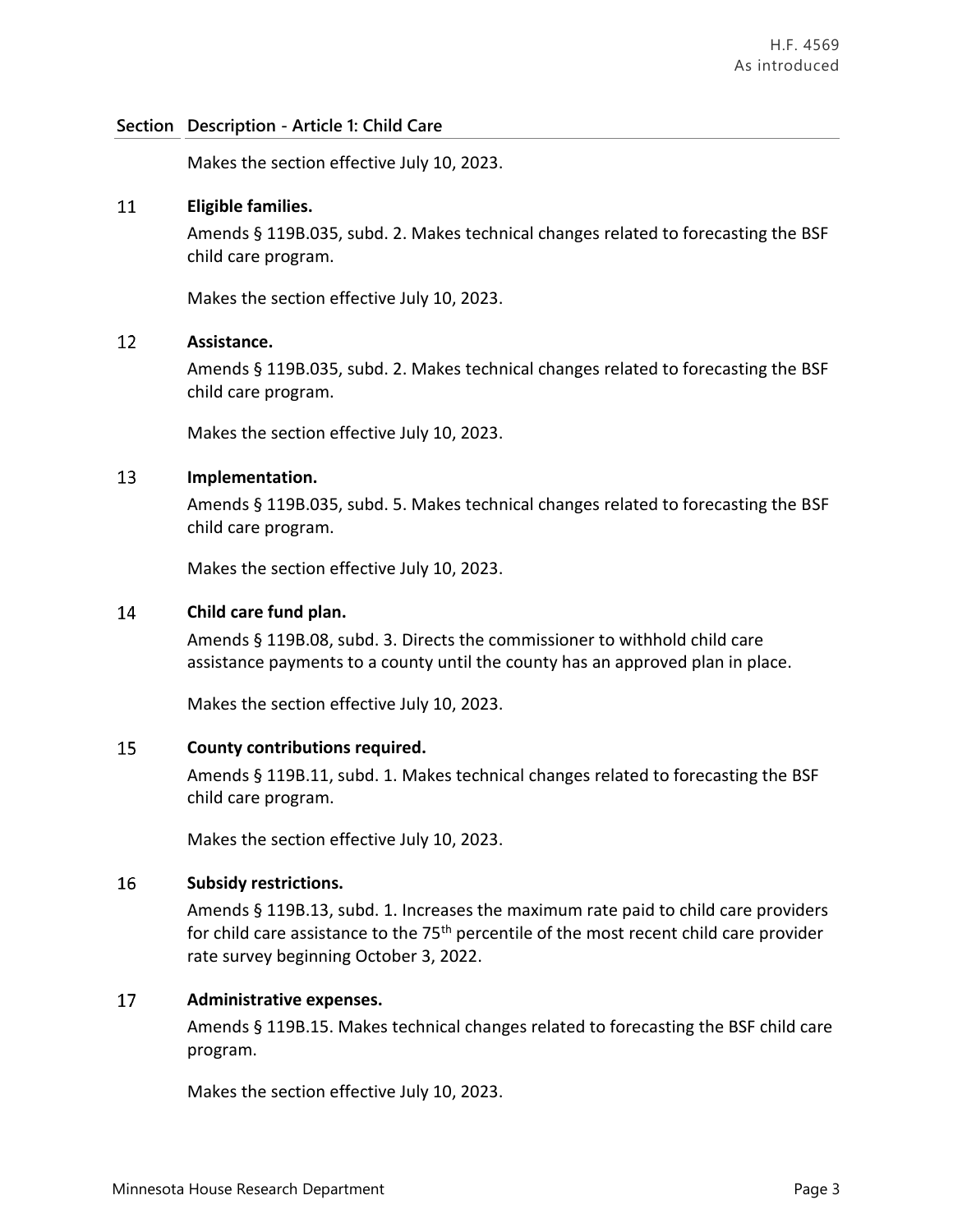| Section | Description - Article 1: Child Care |
|---|---|
| | Makes the section effective July 10, 2023. |
| 11 | **Eligible families.**<br>Amends § 119B.035, subd. 2. Makes technical changes related to forecasting the BSF child care program.<br><br>Makes the section effective July 10, 2023. |
| 12 | **Assistance.**<br>Amends § 119B.035, subd. 2. Makes technical changes related to forecasting the BSF child care program.<br><br>Makes the section effective July 10, 2023. |
| 13 | **Implementation.**<br>Amends § 119B.035, subd. 5. Makes technical changes related to forecasting the BSF child care program.<br><br>Makes the section effective July 10, 2023. |
| 14 | **Child care fund plan.**<br>Amends § 119B.08, subd. 3. Directs the commissioner to withhold child care assistance payments to a county until the county has an approved plan in place.<br><br>Makes the section effective July 10, 2023. |
| 15 | **County contributions required.**<br>Amends § 119B.11, subd. 1. Makes technical changes related to forecasting the BSF child care program.<br><br>Makes the section effective July 10, 2023. |
| 16 | **Subsidy restrictions.**<br>Amends § 119B.13, subd. 1. Increases the maximum rate paid to child care providers for child care assistance to the 75th percentile of the most recent child care provider rate survey beginning October 3, 2022. |
| 17 | **Administrative expenses.**<br>Amends § 119B.15. Makes technical changes related to forecasting the BSF child care program.<br><br>Makes the section effective July 10, 2023. |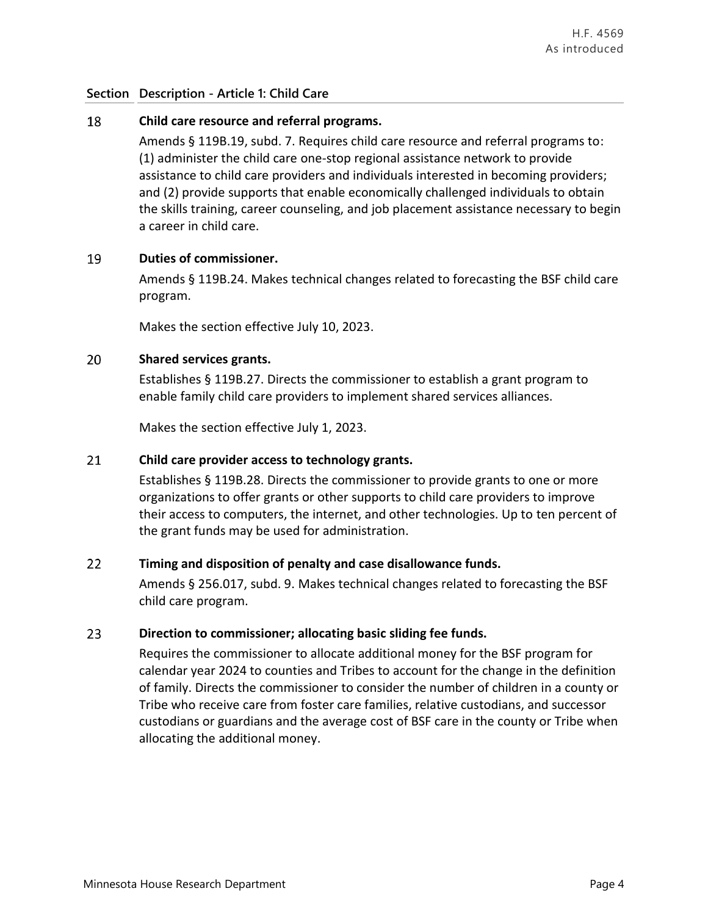| Section | Description - Article 1: Child Care |
|---|---|
| 18 | **Child care resource and referral programs.**<br>Amends § 119B.19, subd. 7. Requires child care resource and referral programs to: (1) administer the child care one-stop regional assistance network to provide assistance to child care providers and individuals interested in becoming providers; and (2) provide supports that enable economically challenged individuals to obtain the skills training, career counseling, and job placement assistance necessary to begin a career in child care. |
| 19 | **Duties of commissioner.**<br>Amends § 119B.24. Makes technical changes related to forecasting the BSF child care program.<br><br>Makes the section effective July 10, 2023. |
| 20 | **Shared services grants.**<br>Establishes § 119B.27. Directs the commissioner to establish a grant program to enable family child care providers to implement shared services alliances.<br><br>Makes the section effective July 1, 2023. |
| 21 | **Child care provider access to technology grants.**<br>Establishes § 119B.28. Directs the commissioner to provide grants to one or more organizations to offer grants or other supports to child care providers to improve their access to computers, the internet, and other technologies. Up to ten percent of the grant funds may be used for administration. |
| 22 | **Timing and disposition of penalty and case disallowance funds.**<br>Amends § 256.017, subd. 9. Makes technical changes related to forecasting the BSF child care program. |
| 23 | **Direction to commissioner; allocating basic sliding fee funds.**<br>Requires the commissioner to allocate additional money for the BSF program for calendar year 2024 to counties and Tribes to account for the change in the definition of family. Directs the commissioner to consider the number of children in a county or Tribe who receive care from foster care families, relative custodians, and successor custodians or guardians and the average cost of BSF care in the county or Tribe when allocating the additional money. |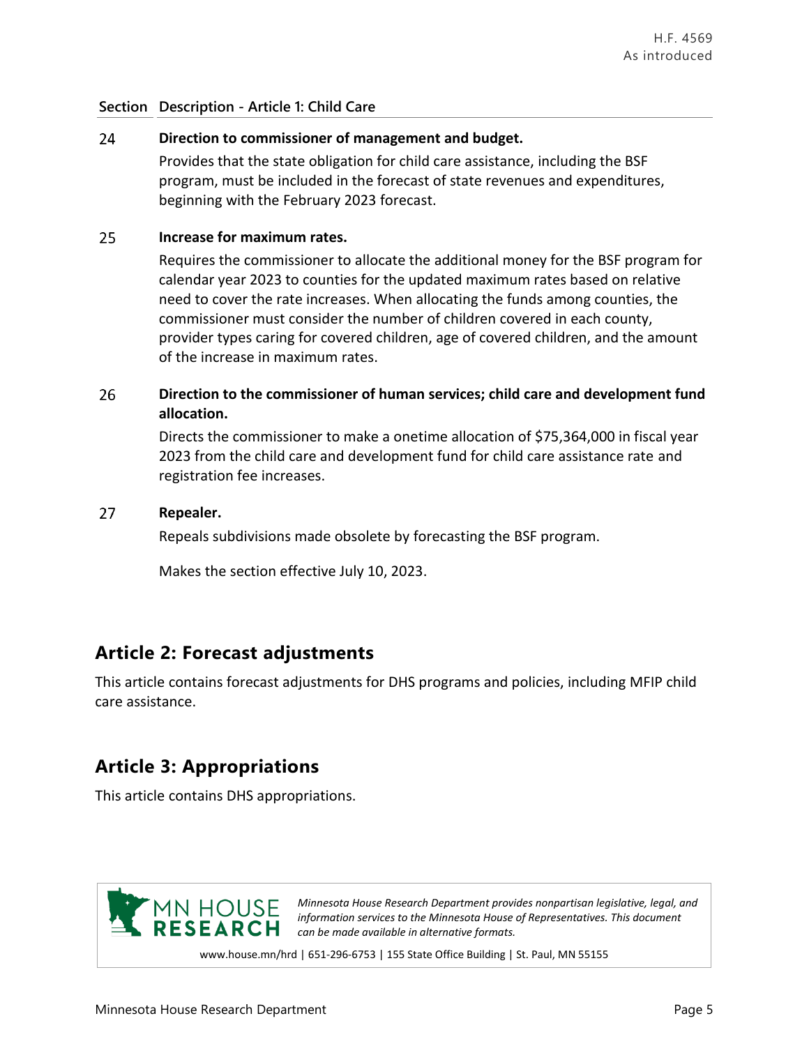| Section | Description - Article 1: Child Care |
|---|---|
| 24 | **Direction to commissioner of management and budget.** Provides that the state obligation for child care assistance, including the BSF program, must be included in the forecast of state revenues and expenditures, beginning with the February 2023 forecast. |
| 25 | **Increase for maximum rates.** Requires the commissioner to allocate the additional money for the BSF program for calendar year 2023 to counties for the updated maximum rates based on relative need to cover the rate increases. When allocating the funds among counties, the commissioner must consider the number of children covered in each county, provider types caring for covered children, age of covered children, and the amount of the increase in maximum rates. |
| 26 | **Direction to the commissioner of human services; child care and development fund allocation.** Directs the commissioner to make a onetime allocation of $75,364,000 in fiscal year 2023 from the child care and development fund for child care assistance rate and registration fee increases. |
| 27 | **Repealer.** Repeals subdivisions made obsolete by forecasting the BSF program. Makes the section effective July 10, 2023. |

## Article 2: Forecast adjustments

This article contains forecast adjustments for DHS programs and policies, including MFIP child care assistance.

## Article 3: Appropriations

This article contains DHS appropriations.

MN HOUSE RESEARCH

*Minnesota House Research Department provides nonpartisan legislative, legal, and information services to the Minnesota House of Representatives. This document can be made available in alternative formats.*

www.house.mn/hrd | 651-296-6753 | 155 State Office Building | St. Paul, MN 55155